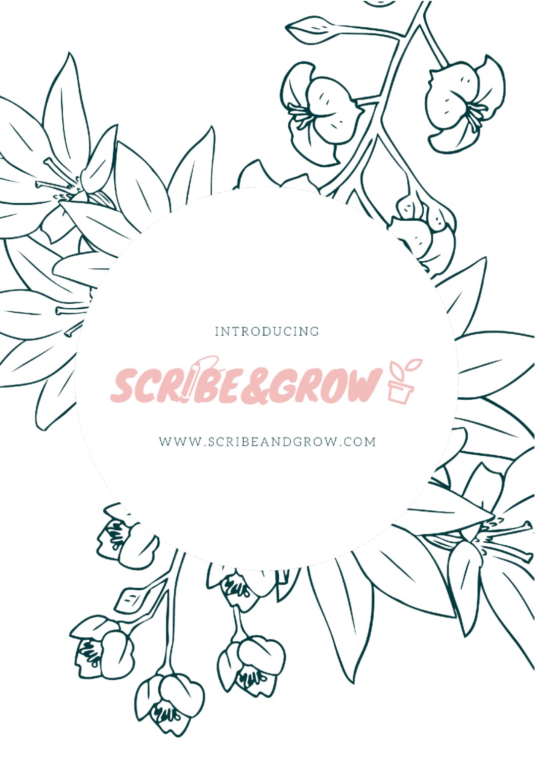INTRODUCING

# SCRIBE&GROW

WWW.SCRIBEANDGROW.COM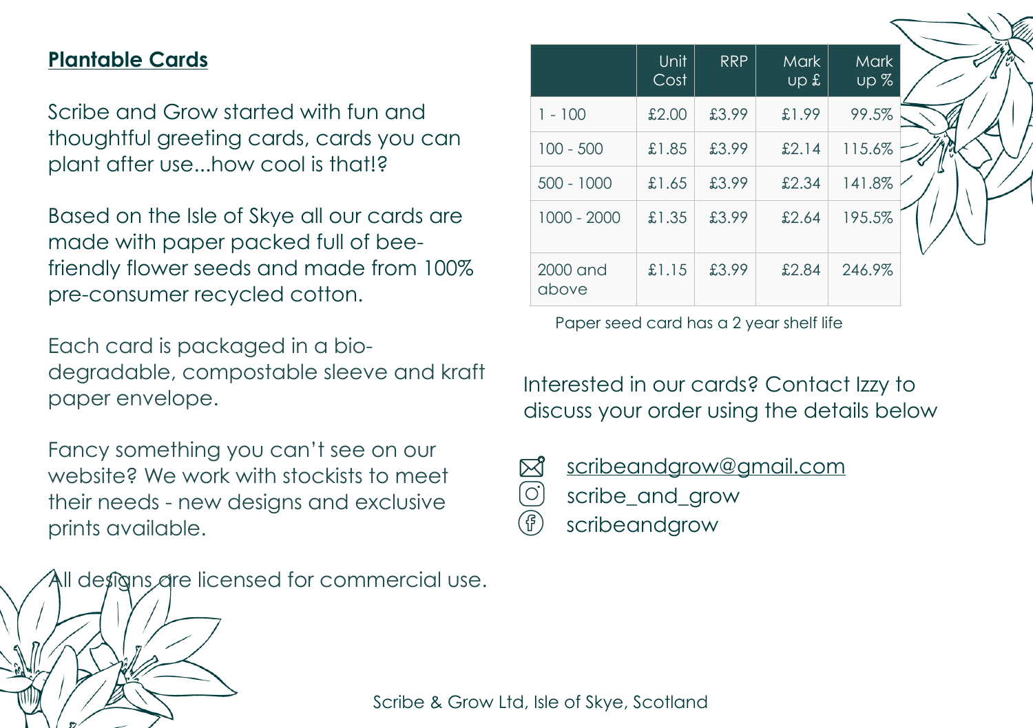## Plantable Cards

Scribe and Grow started with fun and thoughtful greeting cards, cards you can plant after use...how cool is that!?

Based on the Isle of Skye all our cards are made with paper packed full of bee-friendly flower seeds and made from 100% pre-consumer recycled cotton.

Each card is packaged in a bio-degradable, compostable sleeve and kraft paper envelope.

Fancy something you can't see on our website? We work with stockists to meet their needs - new designs and exclusive prints available.

All designs are licensed for commercial use.

| | Unit Cost | RRP | Mark up £ | Mark up % |
|---|---|---|---|---|
| 1 - 100 | £2.00 | £3.99 | £1.99 | 99.5% |
| 100 - 500 | £1.85 | £3.99 | £2.14 | 115.6% |
| 500 - 1000 | £1.65 | £3.99 | £2.34 | 141.8% |
| 1000 - 2000 | £1.35 | £3.99 | £2.64 | 195.5% |
| 2000 and above | £1.15 | £3.99 | £2.84 | 246.9% |

Paper seed card has a 2 year shelf life

Interested in our cards? Contact Izzy to discuss your order using the details below

- scribeandgrow@gmail.com
- scribe_and_grow
- scribeandgrow

Scribe & Grow Ltd, Isle of Skye, Scotland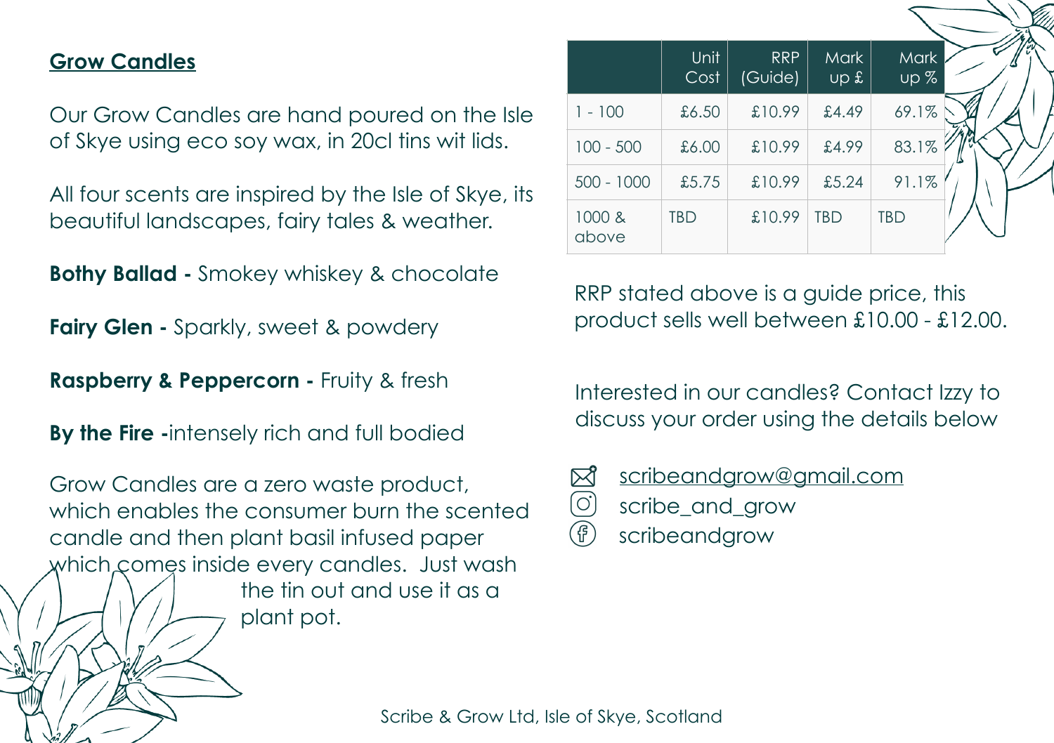## Grow Candles

Our Grow Candles are hand poured on the Isle of Skye using eco soy wax, in 20cl tins wit lids.

All four scents are inspired by the Isle of Skye, its beautiful landscapes, fairy tales & weather.

**Bothy Ballad -** Smokey whiskey & chocolate

**Fairy Glen -** Sparkly, sweet & powdery

**Raspberry & Peppercorn -** Fruity & fresh

**By the Fire -**intensely rich and full bodied

Grow Candles are a zero waste product, which enables the consumer burn the scented candle and then plant basil infused paper which comes inside every candles. Just wash the tin out and use it as a plant pot.

| | Unit Cost | RRP (Guide) | Mark up £ | Mark up % |
|---|---|---|---|---|
| 1 - 100 | £6.50 | £10.99 | £4.49 | 69.1% |
| 100 - 500 | £6.00 | £10.99 | £4.99 | 83.1% |
| 500 - 1000 | £5.75 | £10.99 | £5.24 | 91.1% |
| 1000 & above | TBD | £10.99 | TBD | TBD |

RRP stated above is a guide price, this product sells well between £10.00 - £12.00.

Interested in our candles? Contact Izzy to discuss your order using the details below

scribeandgrow@gmail.com

scribe_and_grow

scribeandgrow

Scribe & Grow Ltd, Isle of Skye, Scotland